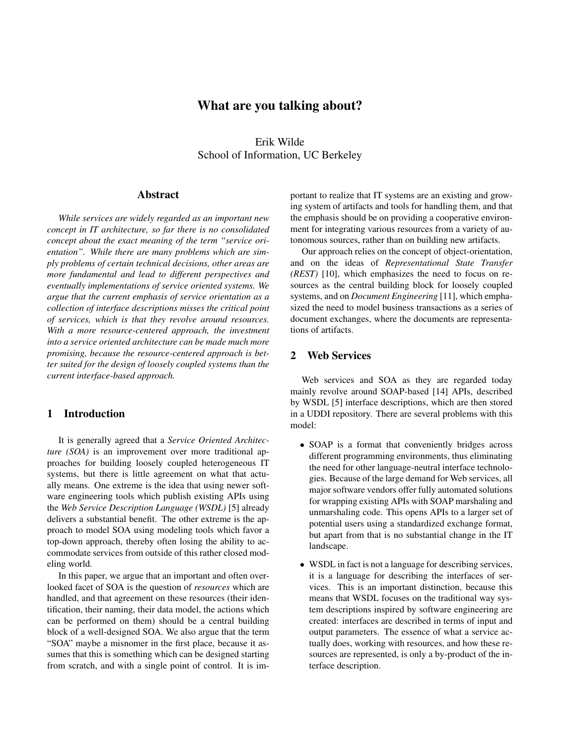# What are you talking about?

Erik Wilde
School of Information, UC Berkeley

## Abstract

*While services are widely regarded as an important new concept in IT architecture, so far there is no consolidated concept about the exact meaning of the term "service orientation". While there are many problems which are simply problems of certain technical decisions, other areas are more fundamental and lead to different perspectives and eventually implementations of service oriented systems. We argue that the current emphasis of service orientation as a collection of interface descriptions misses the critical point of services, which is that they revolve around resources. With a more resource-centered approach, the investment into a service oriented architecture can be made much more promising, because the resource-centered approach is better suited for the design of loosely coupled systems than the current interface-based approach.*

## 1 Introduction

It is generally agreed that a *Service Oriented Architecture (SOA)* is an improvement over more traditional approaches for building loosely coupled heterogeneous IT systems, but there is little agreement on what that actually means. One extreme is the idea that using newer software engineering tools which publish existing APIs using the *Web Service Description Language (WSDL)* [5] already delivers a substantial benefit. The other extreme is the approach to model SOA using modeling tools which favor a top-down approach, thereby often losing the ability to accommodate services from outside of this rather closed modeling world.

In this paper, we argue that an important and often overlooked facet of SOA is the question of *resources* which are handled, and that agreement on these resources (their identification, their naming, their data model, the actions which can be performed on them) should be a central building block of a well-designed SOA. We also argue that the term "SOA" maybe a misnomer in the first place, because it assumes that this is something which can be designed starting from scratch, and with a single point of control. It is important to realize that IT systems are an existing and growing system of artifacts and tools for handling them, and that the emphasis should be on providing a cooperative environment for integrating various resources from a variety of autonomous sources, rather than on building new artifacts.

Our approach relies on the concept of object-orientation, and on the ideas of *Representational State Transfer (REST)* [10], which emphasizes the need to focus on resources as the central building block for loosely coupled systems, and on *Document Engineering* [11], which emphasized the need to model business transactions as a series of document exchanges, where the documents are representations of artifacts.

## 2 Web Services

Web services and SOA as they are regarded today mainly revolve around SOAP-based [14] APIs, described by WSDL [5] interface descriptions, which are then stored in a UDDI repository. There are several problems with this model:

- SOAP is a format that conveniently bridges across different programming environments, thus eliminating the need for other language-neutral interface technologies. Because of the large demand for Web services, all major software vendors offer fully automated solutions for wrapping existing APIs with SOAP marshaling and unmarshaling code. This opens APIs to a larger set of potential users using a standardized exchange format, but apart from that is no substantial change in the IT landscape.
- WSDL in fact is not a language for describing services, it is a language for describing the interfaces of services. This is an important distinction, because this means that WSDL focuses on the traditional way system descriptions inspired by software engineering are created: interfaces are described in terms of input and output parameters. The essence of what a service actually does, working with resources, and how these resources are represented, is only a by-product of the interface description.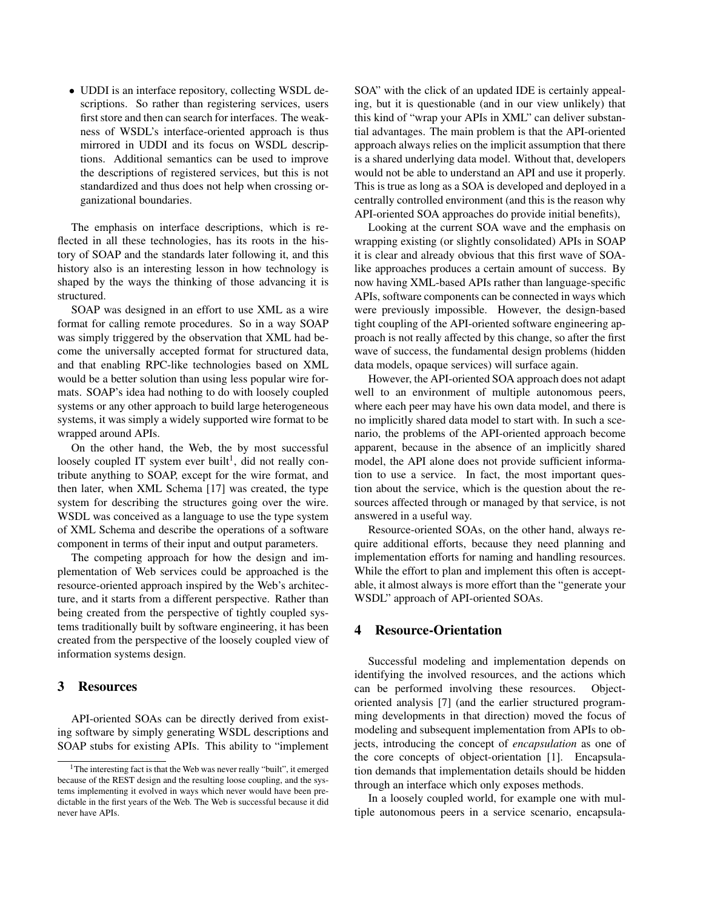- UDDI is an interface repository, collecting WSDL descriptions. So rather than registering services, users first store and then can search for interfaces. The weakness of WSDL's interface-oriented approach is thus mirrored in UDDI and its focus on WSDL descriptions. Additional semantics can be used to improve the descriptions of registered services, but this is not standardized and thus does not help when crossing organizational boundaries.

The emphasis on interface descriptions, which is reflected in all these technologies, has its roots in the history of SOAP and the standards later following it, and this history also is an interesting lesson in how technology is shaped by the ways the thinking of those advancing it is structured.

SOAP was designed in an effort to use XML as a wire format for calling remote procedures. So in a way SOAP was simply triggered by the observation that XML had become the universally accepted format for structured data, and that enabling RPC-like technologies based on XML would be a better solution than using less popular wire formats. SOAP's idea had nothing to do with loosely coupled systems or any other approach to build large heterogeneous systems, it was simply a widely supported wire format to be wrapped around APIs.

On the other hand, the Web, the by most successful loosely coupled IT system ever built[1], did not really contribute anything to SOAP, except for the wire format, and then later, when XML Schema [17] was created, the type system for describing the structures going over the wire. WSDL was conceived as a language to use the type system of XML Schema and describe the operations of a software component in terms of their input and output parameters.

The competing approach for how the design and implementation of Web services could be approached is the resource-oriented approach inspired by the Web's architecture, and it starts from a different perspective. Rather than being created from the perspective of tightly coupled systems traditionally built by software engineering, it has been created from the perspective of the loosely coupled view of information systems design.

## 3 Resources

API-oriented SOAs can be directly derived from existing software by simply generating WSDL descriptions and SOAP stubs for existing APIs. This ability to "implement SOA" with the click of an updated IDE is certainly appealing, but it is questionable (and in our view unlikely) that this kind of "wrap your APIs in XML" can deliver substantial advantages. The main problem is that the API-oriented approach always relies on the implicit assumption that there is a shared underlying data model. Without that, developers would not be able to understand an API and use it properly. This is true as long as a SOA is developed and deployed in a centrally controlled environment (and this is the reason why API-oriented SOA approaches do provide initial benefits),

Looking at the current SOA wave and the emphasis on wrapping existing (or slightly consolidated) APIs in SOAP it is clear and already obvious that this first wave of SOA-like approaches produces a certain amount of success. By now having XML-based APIs rather than language-specific APIs, software components can be connected in ways which were previously impossible. However, the design-based tight coupling of the API-oriented software engineering approach is not really affected by this change, so after the first wave of success, the fundamental design problems (hidden data models, opaque services) will surface again.

However, the API-oriented SOA approach does not adapt well to an environment of multiple autonomous peers, where each peer may have his own data model, and there is no implicitly shared data model to start with. In such a scenario, the problems of the API-oriented approach become apparent, because in the absence of an implicitly shared model, the API alone does not provide sufficient information to use a service. In fact, the most important question about the service, which is the question about the resources affected through or managed by that service, is not answered in a useful way.

Resource-oriented SOAs, on the other hand, always require additional efforts, because they need planning and implementation efforts for naming and handling resources. While the effort to plan and implement this often is acceptable, it almost always is more effort than the "generate your WSDL" approach of API-oriented SOAs.

## 4 Resource-Orientation

Successful modeling and implementation depends on identifying the involved resources, and the actions which can be performed involving these resources. Object-oriented analysis [7] (and the earlier structured programming developments in that direction) moved the focus of modeling and subsequent implementation from APIs to objects, introducing the concept of *encapsulation* as one of the core concepts of object-orientation [1]. Encapsulation demands that implementation details should be hidden through an interface which only exposes methods.

In a loosely coupled world, for example one with multiple autonomous peers in a service scenario, encapsula-

[1] The interesting fact is that the Web was never really "built", it emerged because of the REST design and the resulting loose coupling, and the systems implementing it evolved in ways which never would have been predictable in the first years of the Web. The Web is successful because it did never have APIs.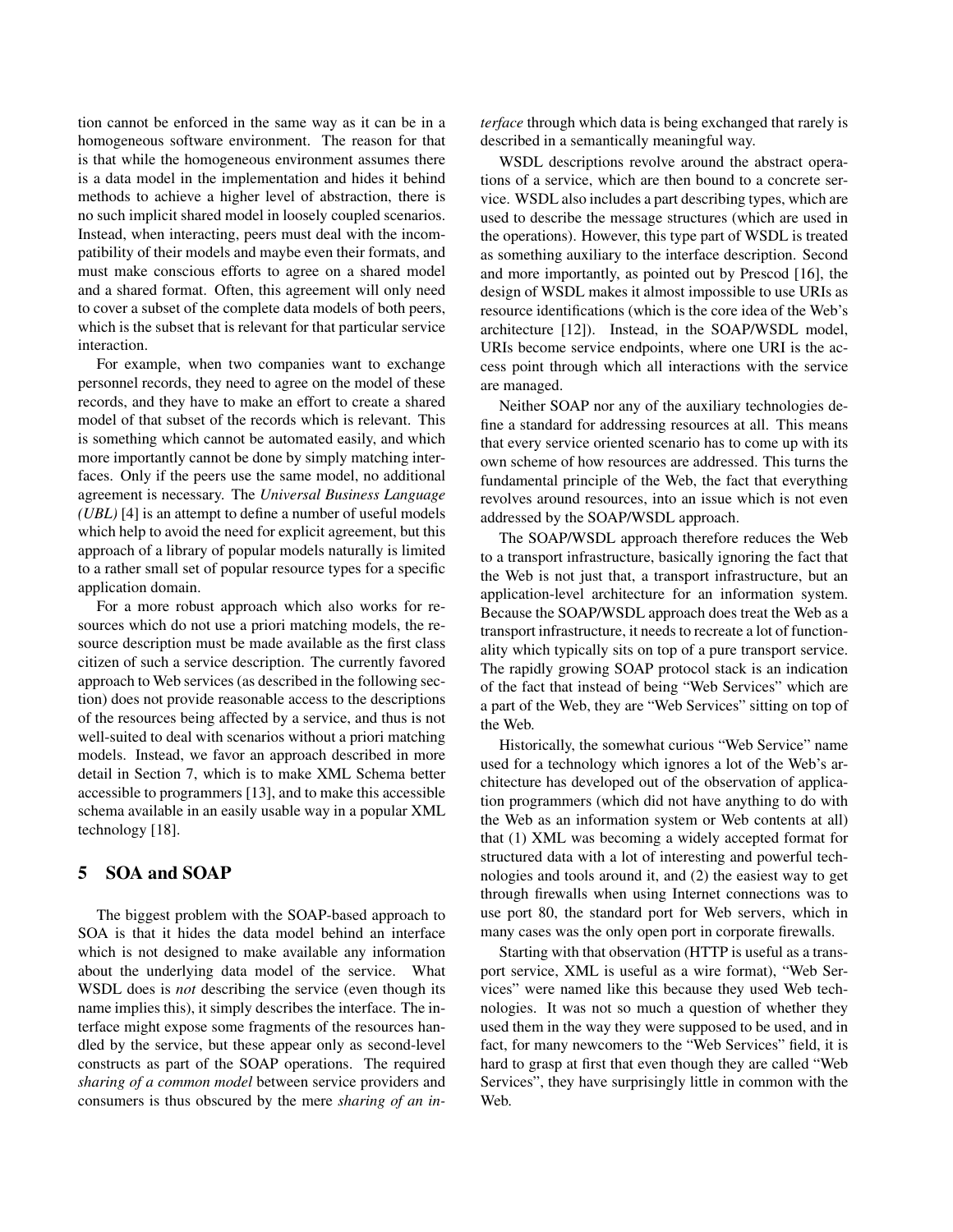tion cannot be enforced in the same way as it can be in a homogeneous software environment. The reason for that is that while the homogeneous environment assumes there is a data model in the implementation and hides it behind methods to achieve a higher level of abstraction, there is no such implicit shared model in loosely coupled scenarios. Instead, when interacting, peers must deal with the incompatibility of their models and maybe even their formats, and must make conscious efforts to agree on a shared model and a shared format. Often, this agreement will only need to cover a subset of the complete data models of both peers, which is the subset that is relevant for that particular service interaction.

For example, when two companies want to exchange personnel records, they need to agree on the model of these records, and they have to make an effort to create a shared model of that subset of the records which is relevant. This is something which cannot be automated easily, and which more importantly cannot be done by simply matching interfaces. Only if the peers use the same model, no additional agreement is necessary. The *Universal Business Language (UBL)* [4] is an attempt to define a number of useful models which help to avoid the need for explicit agreement, but this approach of a library of popular models naturally is limited to a rather small set of popular resource types for a specific application domain.

For a more robust approach which also works for resources which do not use a priori matching models, the resource description must be made available as the first class citizen of such a service description. The currently favored approach to Web services (as described in the following section) does not provide reasonable access to the descriptions of the resources being affected by a service, and thus is not well-suited to deal with scenarios without a priori matching models. Instead, we favor an approach described in more detail in Section 7, which is to make XML Schema better accessible to programmers [13], and to make this accessible schema available in an easily usable way in a popular XML technology [18].

## 5 SOA and SOAP

The biggest problem with the SOAP-based approach to SOA is that it hides the data model behind an interface which is not designed to make available any information about the underlying data model of the service. What WSDL does is *not* describing the service (even though its name implies this), it simply describes the interface. The interface might expose some fragments of the resources handled by the service, but these appear only as second-level constructs as part of the SOAP operations. The required *sharing of a common model* between service providers and consumers is thus obscured by the mere *sharing of an interface* through which data is being exchanged that rarely is described in a semantically meaningful way.

WSDL descriptions revolve around the abstract operations of a service, which are then bound to a concrete service. WSDL also includes a part describing types, which are used to describe the message structures (which are used in the operations). However, this type part of WSDL is treated as something auxiliary to the interface description. Second and more importantly, as pointed out by Prescod [16], the design of WSDL makes it almost impossible to use URIs as resource identifications (which is the core idea of the Web's architecture [12]). Instead, in the SOAP/WSDL model, URIs become service endpoints, where one URI is the access point through which all interactions with the service are managed.

Neither SOAP nor any of the auxiliary technologies define a standard for addressing resources at all. This means that every service oriented scenario has to come up with its own scheme of how resources are addressed. This turns the fundamental principle of the Web, the fact that everything revolves around resources, into an issue which is not even addressed by the SOAP/WSDL approach.

The SOAP/WSDL approach therefore reduces the Web to a transport infrastructure, basically ignoring the fact that the Web is not just that, a transport infrastructure, but an application-level architecture for an information system. Because the SOAP/WSDL approach does treat the Web as a transport infrastructure, it needs to recreate a lot of functionality which typically sits on top of a pure transport service. The rapidly growing SOAP protocol stack is an indication of the fact that instead of being "Web Services" which are a part of the Web, they are "Web Services" sitting on top of the Web.

Historically, the somewhat curious "Web Service" name used for a technology which ignores a lot of the Web's architecture has developed out of the observation of application programmers (which did not have anything to do with the Web as an information system or Web contents at all) that (1) XML was becoming a widely accepted format for structured data with a lot of interesting and powerful technologies and tools around it, and (2) the easiest way to get through firewalls when using Internet connections was to use port 80, the standard port for Web servers, which in many cases was the only open port in corporate firewalls.

Starting with that observation (HTTP is useful as a transport service, XML is useful as a wire format), "Web Services" were named like this because they used Web technologies. It was not so much a question of whether they used them in the way they were supposed to be used, and in fact, for many newcomers to the "Web Services" field, it is hard to grasp at first that even though they are called "Web Services", they have surprisingly little in common with the Web.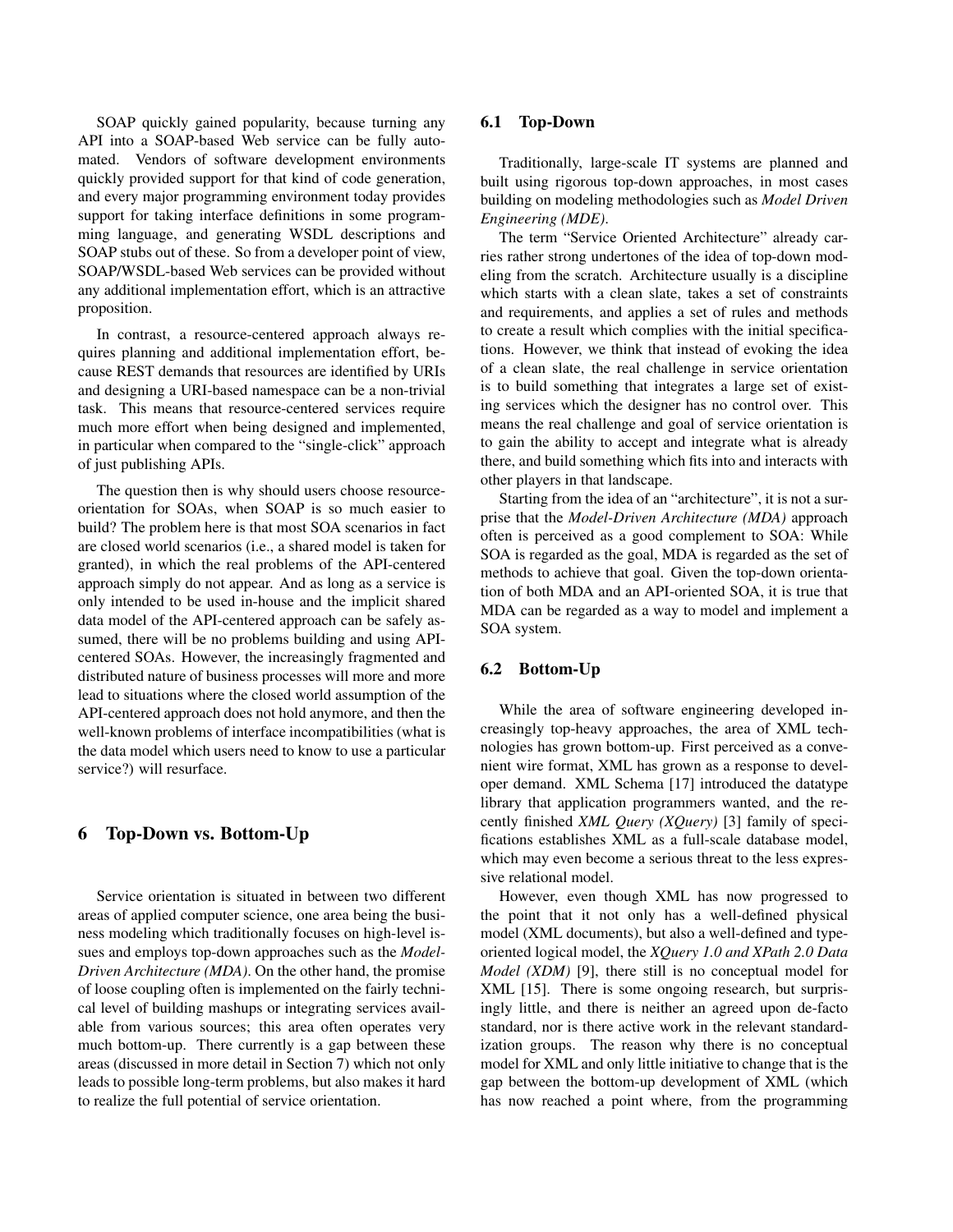SOAP quickly gained popularity, because turning any API into a SOAP-based Web service can be fully automated. Vendors of software development environments quickly provided support for that kind of code generation, and every major programming environment today provides support for taking interface definitions in some programming language, and generating WSDL descriptions and SOAP stubs out of these. So from a developer point of view, SOAP/WSDL-based Web services can be provided without any additional implementation effort, which is an attractive proposition.

In contrast, a resource-centered approach always requires planning and additional implementation effort, because REST demands that resources are identified by URIs and designing a URI-based namespace can be a non-trivial task. This means that resource-centered services require much more effort when being designed and implemented, in particular when compared to the "single-click" approach of just publishing APIs.

The question then is why should users choose resource-orientation for SOAs, when SOAP is so much easier to build? The problem here is that most SOA scenarios in fact are closed world scenarios (i.e., a shared model is taken for granted), in which the real problems of the API-centered approach simply do not appear. And as long as a service is only intended to be used in-house and the implicit shared data model of the API-centered approach can be safely assumed, there will be no problems building and using API-centered SOAs. However, the increasingly fragmented and distributed nature of business processes will more and more lead to situations where the closed world assumption of the API-centered approach does not hold anymore, and then the well-known problems of interface incompatibilities (what is the data model which users need to know to use a particular service?) will resurface.

# 6 Top-Down vs. Bottom-Up

Service orientation is situated in between two different areas of applied computer science, one area being the business modeling which traditionally focuses on high-level issues and employs top-down approaches such as the *Model-Driven Architecture (MDA)*. On the other hand, the promise of loose coupling often is implemented on the fairly technical level of building mashups or integrating services available from various sources; this area often operates very much bottom-up. There currently is a gap between these areas (discussed in more detail in Section 7) which not only leads to possible long-term problems, but also makes it hard to realize the full potential of service orientation.

## 6.1 Top-Down

Traditionally, large-scale IT systems are planned and built using rigorous top-down approaches, in most cases building on modeling methodologies such as *Model Driven Engineering (MDE)*.

The term "Service Oriented Architecture" already carries rather strong undertones of the idea of top-down modeling from the scratch. Architecture usually is a discipline which starts with a clean slate, takes a set of constraints and requirements, and applies a set of rules and methods to create a result which complies with the initial specifications. However, we think that instead of evoking the idea of a clean slate, the real challenge in service orientation is to build something that integrates a large set of existing services which the designer has no control over. This means the real challenge and goal of service orientation is to gain the ability to accept and integrate what is already there, and build something which fits into and interacts with other players in that landscape.

Starting from the idea of an "architecture", it is not a surprise that the *Model-Driven Architecture (MDA)* approach often is perceived as a good complement to SOA: While SOA is regarded as the goal, MDA is regarded as the set of methods to achieve that goal. Given the top-down orientation of both MDA and an API-oriented SOA, it is true that MDA can be regarded as a way to model and implement a SOA system.

## 6.2 Bottom-Up

While the area of software engineering developed increasingly top-heavy approaches, the area of XML technologies has grown bottom-up. First perceived as a convenient wire format, XML has grown as a response to developer demand. XML Schema [17] introduced the datatype library that application programmers wanted, and the recently finished *XML Query (XQuery)* [3] family of specifications establishes XML as a full-scale database model, which may even become a serious threat to the less expressive relational model.

However, even though XML has now progressed to the point that it not only has a well-defined physical model (XML documents), but also a well-defined and type-oriented logical model, the *XQuery 1.0 and XPath 2.0 Data Model (XDM)* [9], there still is no conceptual model for XML [15]. There is some ongoing research, but surprisingly little, and there is neither an agreed upon de-facto standard, nor is there active work in the relevant standardization groups. The reason why there is no conceptual model for XML and only little initiative to change that is the gap between the bottom-up development of XML (which has now reached a point where, from the programming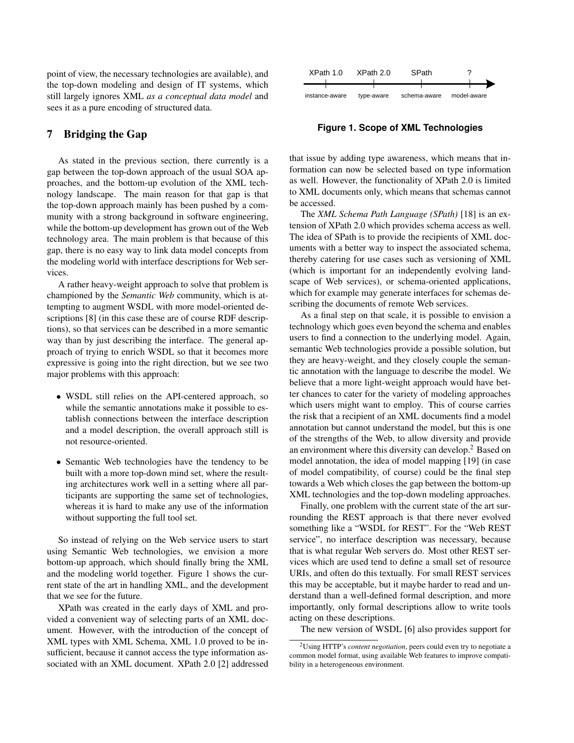point of view, the necessary technologies are available), and the top-down modeling and design of IT systems, which still largely ignores XML *as a conceptual data model* and sees it as a pure encoding of structured data.

## 7 Bridging the Gap

As stated in the previous section, there currently is a gap between the top-down approach of the usual SOA approaches, and the bottom-up evolution of the XML technology landscape. The main reason for that gap is that the top-down approach mainly has been pushed by a community with a strong background in software engineering, while the bottom-up development has grown out of the Web technology area. The main problem is that because of this gap, there is no easy way to link data model concepts from the modeling world with interface descriptions for Web services.

A rather heavy-weight approach to solve that problem is championed by the *Semantic Web* community, which is attempting to augment WSDL with more model-oriented descriptions [8] (in this case these are of course RDF descriptions), so that services can be described in a more semantic way than by just describing the interface. The general approach of trying to enrich WSDL so that it becomes more expressive is going into the right direction, but we see two major problems with this approach:

- WSDL still relies on the API-centered approach, so while the semantic annotations make it possible to establish connections between the interface description and a model description, the overall approach still is not resource-oriented.
- Semantic Web technologies have the tendency to be built with a more top-down mind set, where the resulting architectures work well in a setting where all participants are supporting the same set of technologies, whereas it is hard to make any use of the information without supporting the full tool set.

So instead of relying on the Web service users to start using Semantic Web technologies, we envision a more bottom-up approach, which should finally bring the XML and the modeling world together. Figure 1 shows the current state of the art in handling XML, and the development that we see for the future.

XPath was created in the early days of XML and provided a convenient way of selecting parts of an XML document. However, with the introduction of the concept of XML types with XML Schema, XML 1.0 proved to be insufficient, because it cannot access the type information associated with an XML document. XPath 2.0 [2] addressed

XPath 1.0 XPath 2.0 SPath ?

instance-aware type-aware schema-aware model-aware

**Figure 1. Scope of XML Technologies**

that issue by adding type awareness, which means that information can now be selected based on type information as well. However, the functionality of XPath 2.0 is limited to XML documents only, which means that schemas cannot be accessed.

The *XML Schema Path Language (SPath)* [18] is an extension of XPath 2.0 which provides schema access as well. The idea of SPath is to provide the recipients of XML documents with a better way to inspect the associated schema, thereby catering for use cases such as versioning of XML (which is important for an independently evolving landscape of Web services), or schema-oriented applications, which for example may generate interfaces for schemas describing the documents of remote Web services.

As a final step on that scale, it is possible to envision a technology which goes even beyond the schema and enables users to find a connection to the underlying model. Again, semantic Web technologies provide a possible solution, but they are heavy-weight, and they closely couple the semantic annotation with the language to describe the model. We believe that a more light-weight approach would have better chances to cater for the variety of modeling approaches which users might want to employ. This of course carries the risk that a recipient of an XML documents find a model annotation but cannot understand the model, but this is one of the strengths of the Web, to allow diversity and provide an environment where this diversity can develop.[2] Based on model annotation, the idea of model mapping [19] (in case of model compatibility, of course) could be the final step towards a Web which closes the gap between the bottom-up XML technologies and the top-down modeling approaches.

Finally, one problem with the current state of the art surrounding the REST approach is that there never evolved something like a "WSDL for REST". For the "Web REST service", no interface description was necessary, because that is what regular Web servers do. Most other REST services which are used tend to define a small set of resource URIs, and often do this textually. For small REST services this may be acceptable, but it maybe harder to read and understand than a well-defined formal description, and more importantly, only formal descriptions allow to write tools acting on these descriptions.

The new version of WSDL [6] also provides support for

[2] Using HTTP's *content negotiation*, peers could even try to negotiate a common model format, using available Web features to improve compatibility in a heterogeneous environment.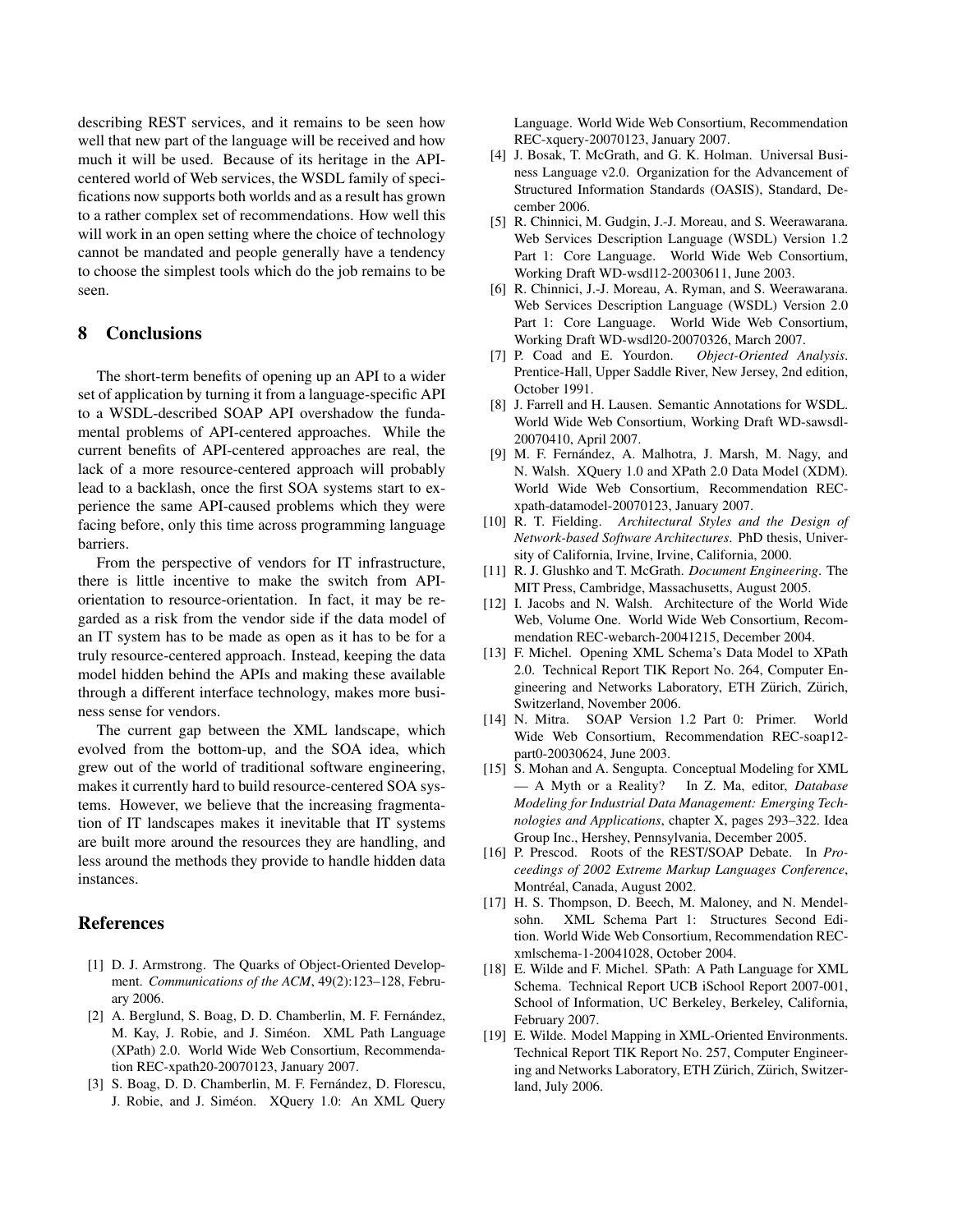describing REST services, and it remains to be seen how well that new part of the language will be received and how much it will be used. Because of its heritage in the API-centered world of Web services, the WSDL family of specifications now supports both worlds and as a result has grown to a rather complex set of recommendations. How well this will work in an open setting where the choice of technology cannot be mandated and people generally have a tendency to choose the simplest tools which do the job remains to be seen.

## 8 Conclusions

The short-term benefits of opening up an API to a wider set of application by turning it from a language-specific API to a WSDL-described SOAP API overshadow the fundamental problems of API-centered approaches. While the current benefits of API-centered approaches are real, the lack of a more resource-centered approach will probably lead to a backlash, once the first SOA systems start to experience the same API-caused problems which they were facing before, only this time across programming language barriers.

From the perspective of vendors for IT infrastructure, there is little incentive to make the switch from API-orientation to resource-orientation. In fact, it may be regarded as a risk from the vendor side if the data model of an IT system has to be made as open as it has to be for a truly resource-centered approach. Instead, keeping the data model hidden behind the APIs and making these available through a different interface technology, makes more business sense for vendors.

The current gap between the XML landscape, which evolved from the bottom-up, and the SOA idea, which grew out of the world of traditional software engineering, makes it currently hard to build resource-centered SOA systems. However, we believe that the increasing fragmentation of IT landscapes makes it inevitable that IT systems are built more around the resources they are handling, and less around the methods they provide to handle hidden data instances.

## References

[1] D. J. Armstrong. The Quarks of Object-Oriented Development. *Communications of the ACM*, 49(2):123–128, February 2006.

[2] A. Berglund, S. Boag, D. D. Chamberlin, M. F. Fernández, M. Kay, J. Robie, and J. Siméon. XML Path Language (XPath) 2.0. World Wide Web Consortium, Recommendation REC-xpath20-20070123, January 2007.

[3] S. Boag, D. D. Chamberlin, M. F. Fernández, D. Florescu, J. Robie, and J. Siméon. XQuery 1.0: An XML Query Language. World Wide Web Consortium, Recommendation REC-xquery-20070123, January 2007.

[4] J. Bosak, T. McGrath, and G. K. Holman. Universal Business Language v2.0. Organization for the Advancement of Structured Information Standards (OASIS), Standard, December 2006.

[5] R. Chinnici, M. Gudgin, J.-J. Moreau, and S. Weerawarana. Web Services Description Language (WSDL) Version 1.2 Part 1: Core Language. World Wide Web Consortium, Working Draft WD-wsdl12-20030611, June 2003.

[6] R. Chinnici, J.-J. Moreau, A. Ryman, and S. Weerawarana. Web Services Description Language (WSDL) Version 2.0 Part 1: Core Language. World Wide Web Consortium, Working Draft WD-wsdl20-20070326, March 2007.

[7] P. Coad and E. Yourdon. *Object-Oriented Analysis*. Prentice-Hall, Upper Saddle River, New Jersey, 2nd edition, October 1991.

[8] J. Farrell and H. Lausen. Semantic Annotations for WSDL. World Wide Web Consortium, Working Draft WD-sawsdl-20070410, April 2007.

[9] M. F. Fernández, A. Malhotra, J. Marsh, M. Nagy, and N. Walsh. XQuery 1.0 and XPath 2.0 Data Model (XDM). World Wide Web Consortium, Recommendation REC-xpath-datamodel-20070123, January 2007.

[10] R. T. Fielding. *Architectural Styles and the Design of Network-based Software Architectures*. PhD thesis, University of California, Irvine, Irvine, California, 2000.

[11] R. J. Glushko and T. McGrath. *Document Engineering*. The MIT Press, Cambridge, Massachusetts, August 2005.

[12] I. Jacobs and N. Walsh. Architecture of the World Wide Web, Volume One. World Wide Web Consortium, Recommendation REC-webarch-20041215, December 2004.

[13] F. Michel. Opening XML Schema's Data Model to XPath 2.0. Technical Report TIK Report No. 264, Computer Engineering and Networks Laboratory, ETH Zürich, Zürich, Switzerland, November 2006.

[14] N. Mitra. SOAP Version 1.2 Part 0: Primer. World Wide Web Consortium, Recommendation REC-soap12-part0-20030624, June 2003.

[15] S. Mohan and A. Sengupta. Conceptual Modeling for XML — A Myth or a Reality? In Z. Ma, editor, *Database Modeling for Industrial Data Management: Emerging Technologies and Applications*, chapter X, pages 293–322. Idea Group Inc., Hershey, Pennsylvania, December 2005.

[16] P. Prescod. Roots of the REST/SOAP Debate. In *Proceedings of 2002 Extreme Markup Languages Conference*, Montréal, Canada, August 2002.

[17] H. S. Thompson, D. Beech, M. Maloney, and N. Mendelsohn. XML Schema Part 1: Structures Second Edition. World Wide Web Consortium, Recommendation REC-xmlschema-1-20041028, October 2004.

[18] E. Wilde and F. Michel. SPath: A Path Language for XML Schema. Technical Report UCB iSchool Report 2007-001, School of Information, UC Berkeley, Berkeley, California, February 2007.

[19] E. Wilde. Model Mapping in XML-Oriented Environments. Technical Report TIK Report No. 257, Computer Engineering and Networks Laboratory, ETH Zürich, Zürich, Switzerland, July 2006.